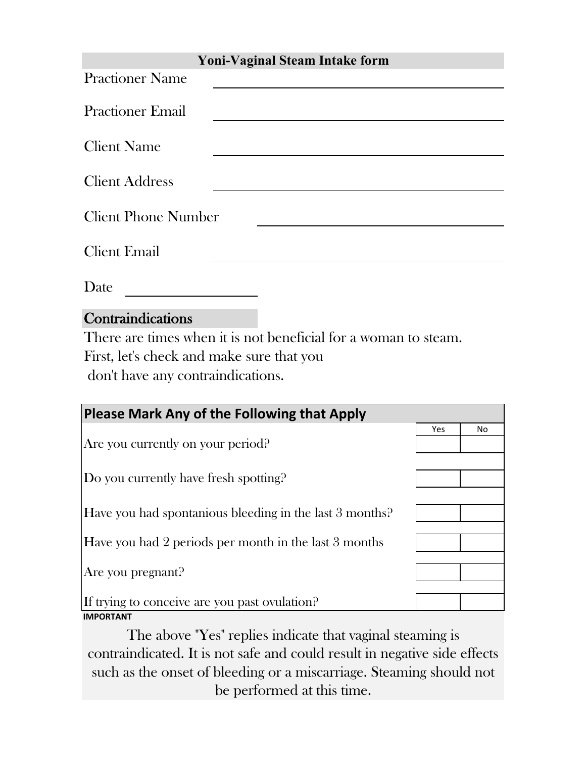# Yoni-Vaginal Steam Intake form

Practioner Name \_\_\_\_\_\_\_\_\_\_\_\_\_\_\_\_\_\_\_\_\_\_\_\_\_\_\_\_\_\_

Practioner Email \_\_\_\_\_\_\_\_\_\_\_\_\_\_\_\_\_\_\_\_\_\_\_\_\_\_\_\_\_\_

Client Name \_\_\_\_\_\_\_\_\_\_\_\_\_\_\_\_\_\_\_\_\_\_\_\_\_\_\_\_\_\_

Client Address \_\_\_\_\_\_\_\_\_\_\_\_\_\_\_\_\_\_\_\_\_\_\_\_\_\_\_\_\_\_

Client Phone Number \_\_\_\_\_\_\_\_\_\_\_\_\_\_\_\_\_\_\_\_\_\_\_\_\_\_\_\_\_\_

Client Email \_\_\_\_\_\_\_\_\_\_\_\_\_\_\_\_\_\_\_\_\_\_\_\_\_\_\_\_\_\_

Date \_\_\_\_\_\_\_\_\_\_\_\_\_\_\_

## Contraindications

There are times when it is not beneficial for a woman to steam.
First, let's check and make sure that you
don't have any contraindications.

| Please Mark Any of the Following that Apply | Yes | No |
|---|---|---|
| Are you currently on your period? | | |
| Do you currently have fresh spotting? | | |
| Have you had spontanious bleeding in the last 3 months? | | |
| Have you had 2 periods per month in the last 3 months | | |
| Are you pregnant? | | |
| If trying to conceive are you past ovulation? | | |

**IMPORTANT**

The above "Yes" replies indicate that vaginal steaming is contraindicated. It is not safe and could result in negative side effects such as the onset of bleeding or a miscarriage. Steaming should not be performed at this time.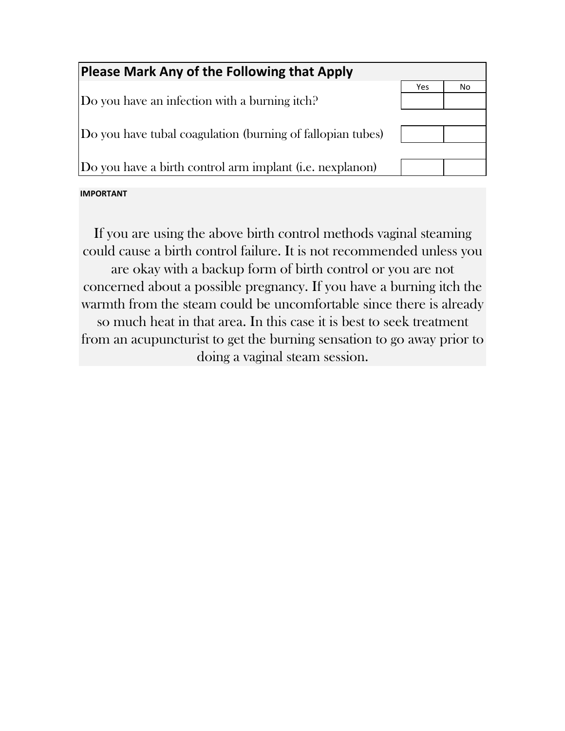## Please Mark Any of the Following that Apply

| | Yes | No |
|---|---|---|
| Do you have an infection with a burning itch? | | |
| Do you have tubal coagulation (burning of fallopian tubes) | | |
| Do you have a birth control arm implant (i.e. nexplanon) | | |

**IMPORTANT**

If you are using the above birth control methods vaginal steaming could cause a birth control failure. It is not recommended unless you are okay with a backup form of birth control or you are not concerned about a possible pregnancy. If you have a burning itch the warmth from the steam could be uncomfortable since there is already so much heat in that area. In this case it is best to seek treatment from an acupuncturist to get the burning sensation to go away prior to doing a vaginal steam session.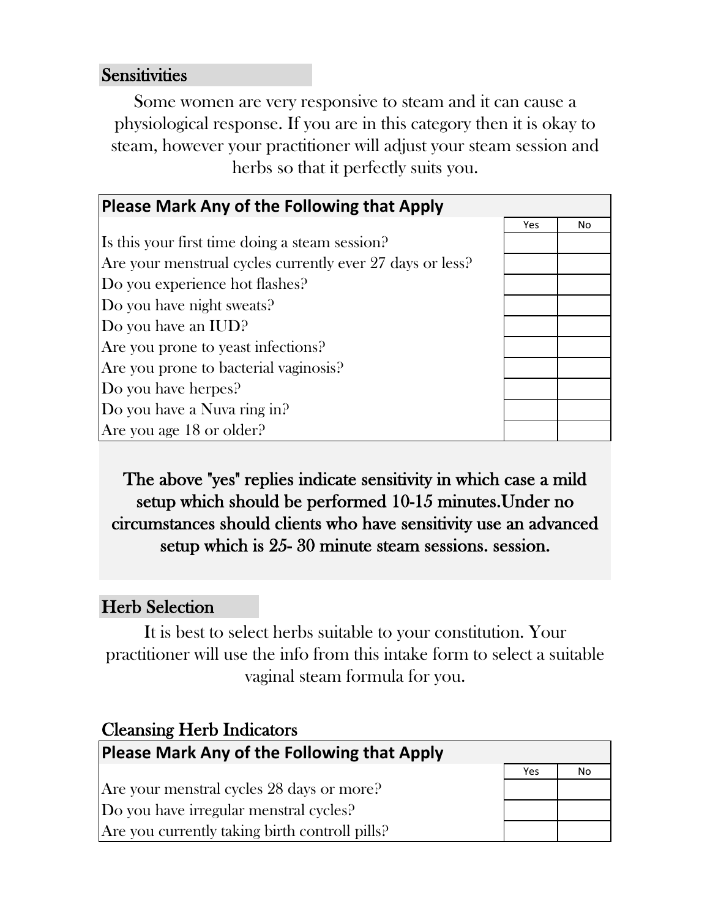## Sensitivities

Some women are very responsive to steam and it can cause a physiological response. If you are in this category then it is okay to steam, however your practitioner will adjust your steam session and herbs so that it perfectly suits you.

| Please Mark Any of the Following that Apply | Yes | No |
|---|---|---|
| Is this your first time doing a steam session? | | |
| Are your menstrual cycles currently ever 27 days or less? | | |
| Do you experience hot flashes? | | |
| Do you have night sweats? | | |
| Do you have an IUD? | | |
| Are you prone to yeast infections? | | |
| Are you prone to bacterial vaginosis? | | |
| Do you have herpes? | | |
| Do you have a Nuva ring in? | | |
| Are you age 18 or older? | | |

**The above "yes" replies indicate sensitivity in which case a mild setup which should be performed 10-15 minutes.Under no circumstances should clients who have sensitivity use an advanced setup which is 25- 30 minute steam sessions. session.**

## Herb Selection

It is best to select herbs suitable to your constitution. Your practitioner will use the info from this intake form to select a suitable vaginal steam formula for you.

### Cleansing Herb Indicators

| Please Mark Any of the Following that Apply | Yes | No |
|---|---|---|
| Are your menstral cycles 28 days or more? | | |
| Do you have irregular menstral cycles? | | |
| Are you currently taking birth controll pills? | | |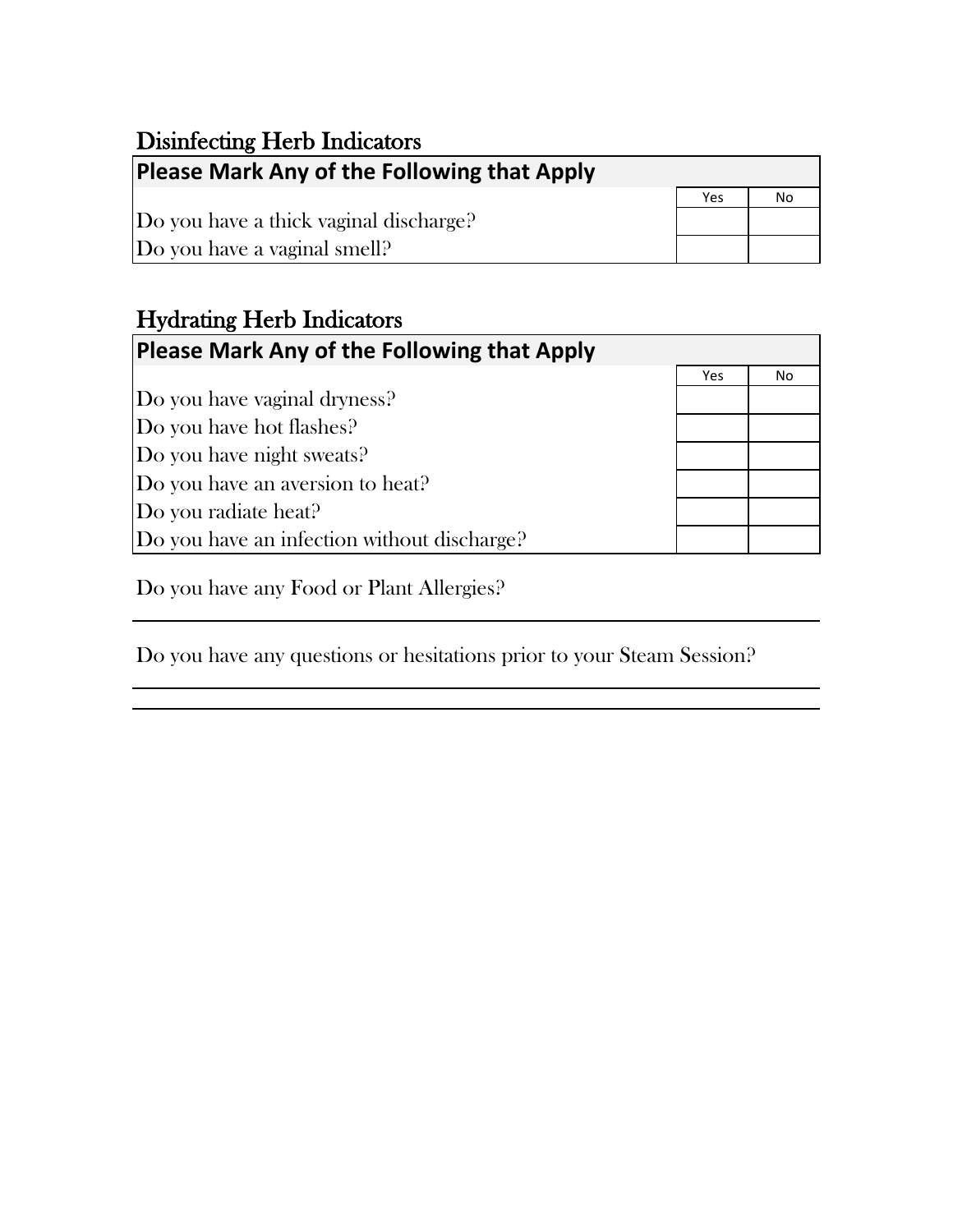## Disinfecting Herb Indicators

| Please Mark Any of the Following that Apply | Yes | No |
|---|---|---|
| Do you have a thick vaginal discharge? | | |
| Do you have a vaginal smell? | | |

## Hydrating Herb Indicators

| Please Mark Any of the Following that Apply | Yes | No |
|---|---|---|
| Do you have vaginal dryness? | | |
| Do you have hot flashes? | | |
| Do you have night sweats? | | |
| Do you have an aversion to heat? | | |
| Do you radiate heat? | | |
| Do you have an infection without discharge? | | |

Do you have any Food or Plant Allergies?

___

Do you have any questions or hesitations prior to your Steam Session?

___

___